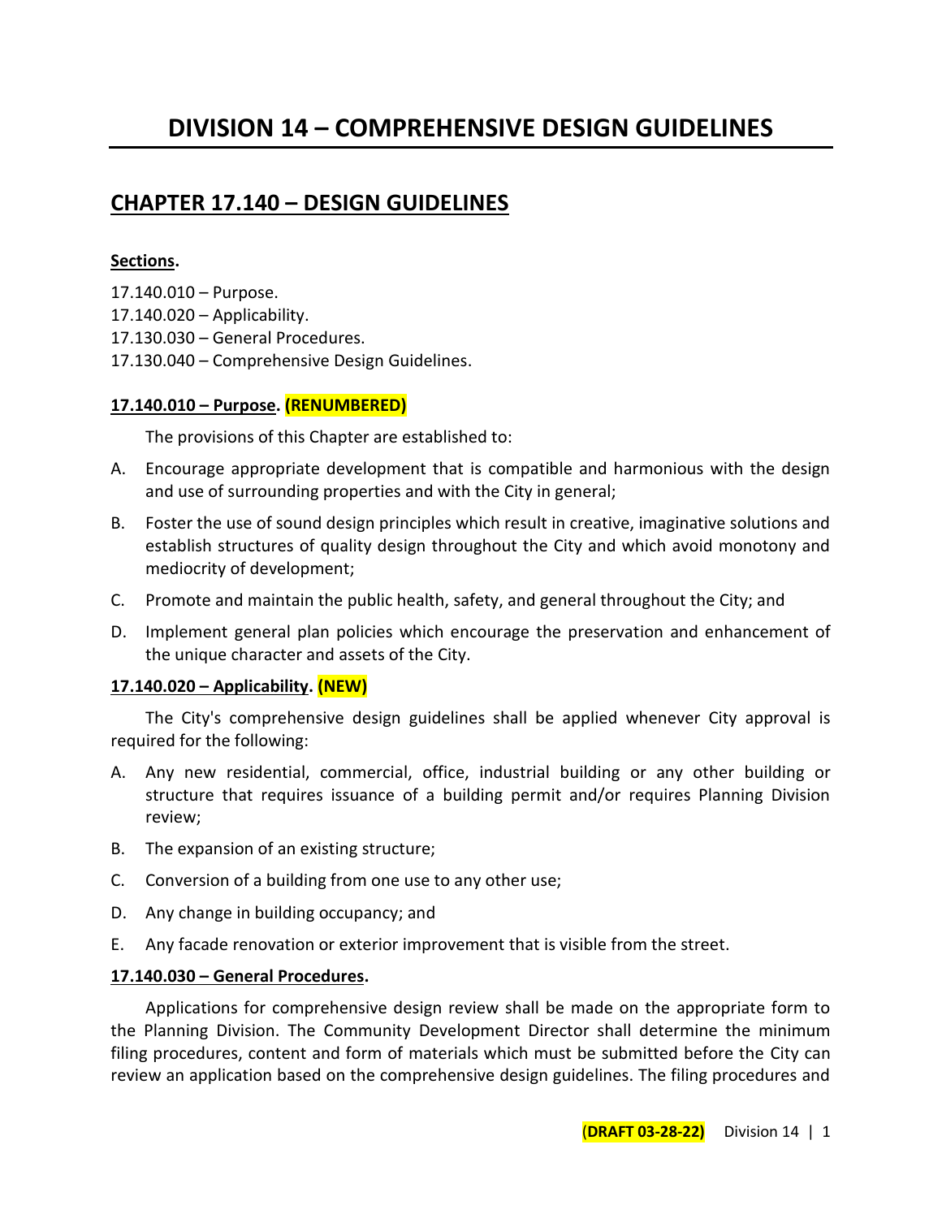# DIVISION 14 – COMPREHENSIVE DESIGN GUIDELINES

## CHAPTER 17.140 – DESIGN GUIDELINES

**Sections.**

17.140.010 – Purpose.
17.140.020 – Applicability.
17.130.030 – General Procedures.
17.130.040 – Comprehensive Design Guidelines.

### 17.140.010 – Purpose. (RENUMBERED)

The provisions of this Chapter are established to:

A. Encourage appropriate development that is compatible and harmonious with the design and use of surrounding properties and with the City in general;

B. Foster the use of sound design principles which result in creative, imaginative solutions and establish structures of quality design throughout the City and which avoid monotony and mediocrity of development;

C. Promote and maintain the public health, safety, and general throughout the City; and

D. Implement general plan policies which encourage the preservation and enhancement of the unique character and assets of the City.

### 17.140.020 – Applicability. (NEW)

The City's comprehensive design guidelines shall be applied whenever City approval is required for the following:

A. Any new residential, commercial, office, industrial building or any other building or structure that requires issuance of a building permit and/or requires Planning Division review;

B. The expansion of an existing structure;

C. Conversion of a building from one use to any other use;

D. Any change in building occupancy; and

E. Any facade renovation or exterior improvement that is visible from the street.

### 17.140.030 – General Procedures.

Applications for comprehensive design review shall be made on the appropriate form to the Planning Division. The Community Development Director shall determine the minimum filing procedures, content and form of materials which must be submitted before the City can review an application based on the comprehensive design guidelines. The filing procedures and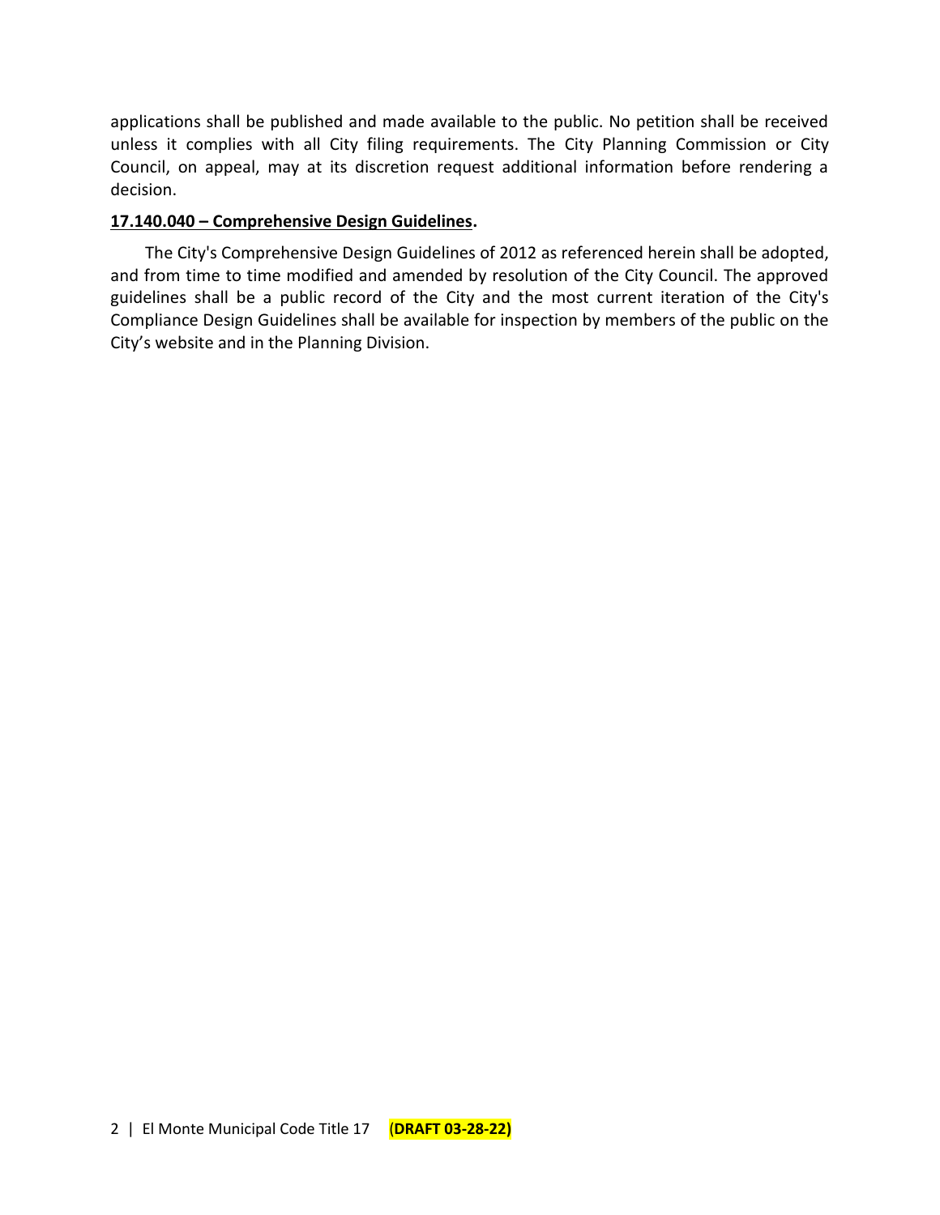applications shall be published and made available to the public. No petition shall be received unless it complies with all City filing requirements. The City Planning Commission or City Council, on appeal, may at its discretion request additional information before rendering a decision.

**17.140.040 – Comprehensive Design Guidelines.**

The City's Comprehensive Design Guidelines of 2012 as referenced herein shall be adopted, and from time to time modified and amended by resolution of the City Council. The approved guidelines shall be a public record of the City and the most current iteration of the City's Compliance Design Guidelines shall be available for inspection by members of the public on the City's website and in the Planning Division.